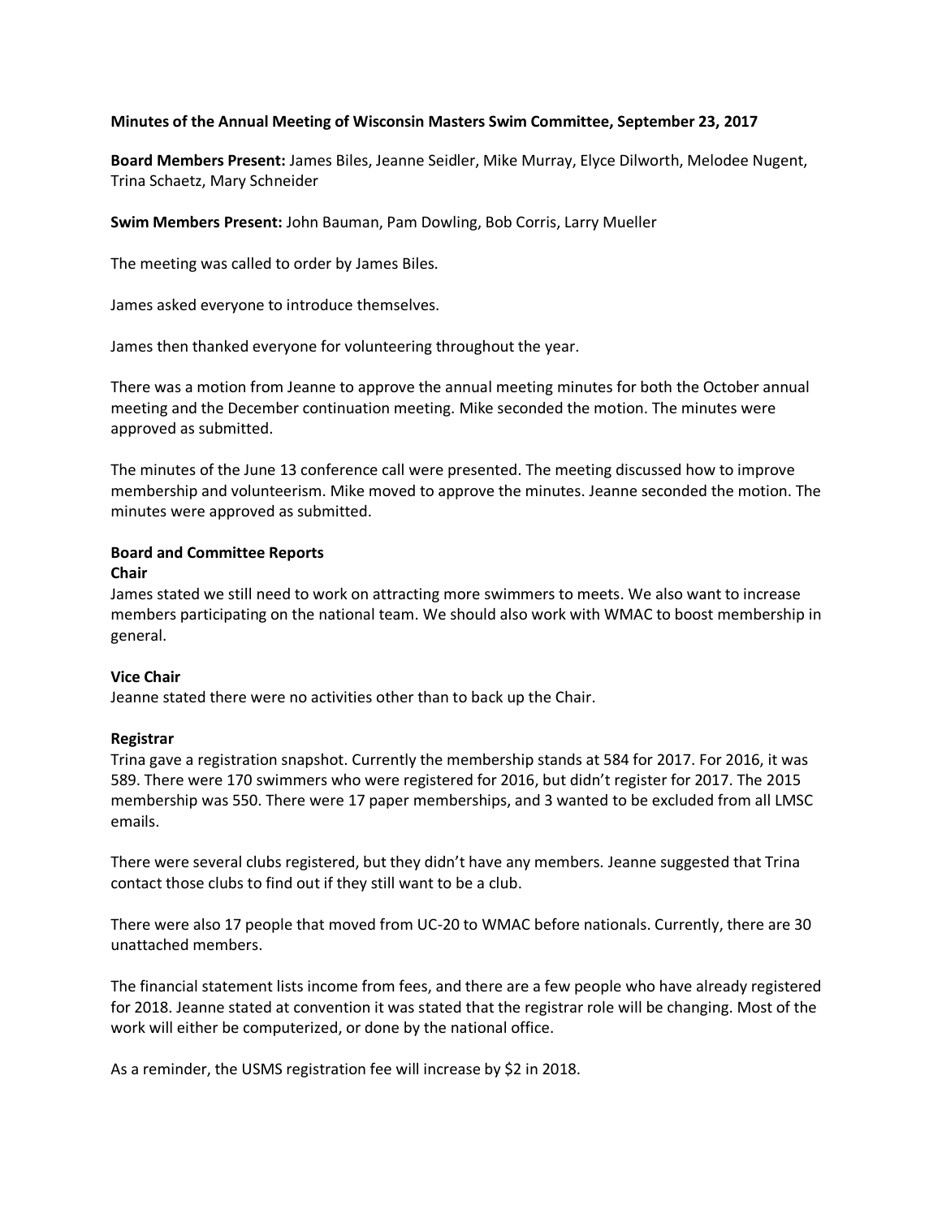**Minutes of the Annual Meeting of Wisconsin Masters Swim Committee, September 23, 2017**

**Board Members Present:** James Biles, Jeanne Seidler, Mike Murray, Elyce Dilworth, Melodee Nugent, Trina Schaetz, Mary Schneider

**Swim Members Present:** John Bauman, Pam Dowling, Bob Corris, Larry Mueller

The meeting was called to order by James Biles.

James asked everyone to introduce themselves.

James then thanked everyone for volunteering throughout the year.

There was a motion from Jeanne to approve the annual meeting minutes for both the October annual meeting and the December continuation meeting. Mike seconded the motion. The minutes were approved as submitted.

The minutes of the June 13 conference call were presented. The meeting discussed how to improve membership and volunteerism. Mike moved to approve the minutes. Jeanne seconded the motion. The minutes were approved as submitted.

**Board and Committee Reports**

**Chair**

James stated we still need to work on attracting more swimmers to meets. We also want to increase members participating on the national team. We should also work with WMAC to boost membership in general.

**Vice Chair**

Jeanne stated there were no activities other than to back up the Chair.

**Registrar**

Trina gave a registration snapshot. Currently the membership stands at 584 for 2017. For 2016, it was 589. There were 170 swimmers who were registered for 2016, but didn't register for 2017. The 2015 membership was 550. There were 17 paper memberships, and 3 wanted to be excluded from all LMSC emails.

There were several clubs registered, but they didn't have any members. Jeanne suggested that Trina contact those clubs to find out if they still want to be a club.

There were also 17 people that moved from UC-20 to WMAC before nationals. Currently, there are 30 unattached members.

The financial statement lists income from fees, and there are a few people who have already registered for 2018. Jeanne stated at convention it was stated that the registrar role will be changing. Most of the work will either be computerized, or done by the national office.

As a reminder, the USMS registration fee will increase by $2 in 2018.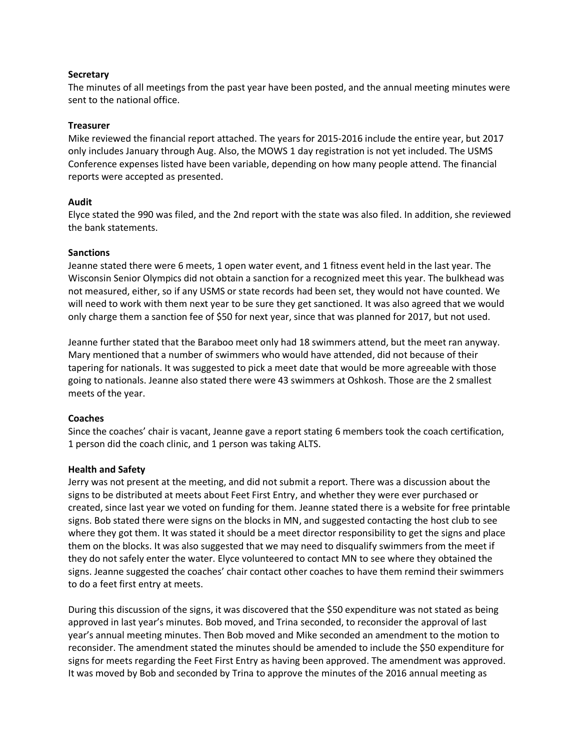**Secretary**

The minutes of all meetings from the past year have been posted, and the annual meeting minutes were sent to the national office.

**Treasurer**

Mike reviewed the financial report attached. The years for 2015-2016 include the entire year, but 2017 only includes January through Aug. Also, the MOWS 1 day registration is not yet included. The USMS Conference expenses listed have been variable, depending on how many people attend. The financial reports were accepted as presented.

**Audit**

Elyce stated the 990 was filed, and the 2nd report with the state was also filed. In addition, she reviewed the bank statements.

**Sanctions**

Jeanne stated there were 6 meets, 1 open water event, and 1 fitness event held in the last year. The Wisconsin Senior Olympics did not obtain a sanction for a recognized meet this year. The bulkhead was not measured, either, so if any USMS or state records had been set, they would not have counted. We will need to work with them next year to be sure they get sanctioned. It was also agreed that we would only charge them a sanction fee of $50 for next year, since that was planned for 2017, but not used.

Jeanne further stated that the Baraboo meet only had 18 swimmers attend, but the meet ran anyway. Mary mentioned that a number of swimmers who would have attended, did not because of their tapering for nationals. It was suggested to pick a meet date that would be more agreeable with those going to nationals. Jeanne also stated there were 43 swimmers at Oshkosh. Those are the 2 smallest meets of the year.

**Coaches**

Since the coaches' chair is vacant, Jeanne gave a report stating 6 members took the coach certification, 1 person did the coach clinic, and 1 person was taking ALTS.

**Health and Safety**

Jerry was not present at the meeting, and did not submit a report. There was a discussion about the signs to be distributed at meets about Feet First Entry, and whether they were ever purchased or created, since last year we voted on funding for them. Jeanne stated there is a website for free printable signs. Bob stated there were signs on the blocks in MN, and suggested contacting the host club to see where they got them. It was stated it should be a meet director responsibility to get the signs and place them on the blocks. It was also suggested that we may need to disqualify swimmers from the meet if they do not safely enter the water. Elyce volunteered to contact MN to see where they obtained the signs. Jeanne suggested the coaches' chair contact other coaches to have them remind their swimmers to do a feet first entry at meets.

During this discussion of the signs, it was discovered that the $50 expenditure was not stated as being approved in last year's minutes. Bob moved, and Trina seconded, to reconsider the approval of last year's annual meeting minutes. Then Bob moved and Mike seconded an amendment to the motion to reconsider. The amendment stated the minutes should be amended to include the $50 expenditure for signs for meets regarding the Feet First Entry as having been approved. The amendment was approved. It was moved by Bob and seconded by Trina to approve the minutes of the 2016 annual meeting as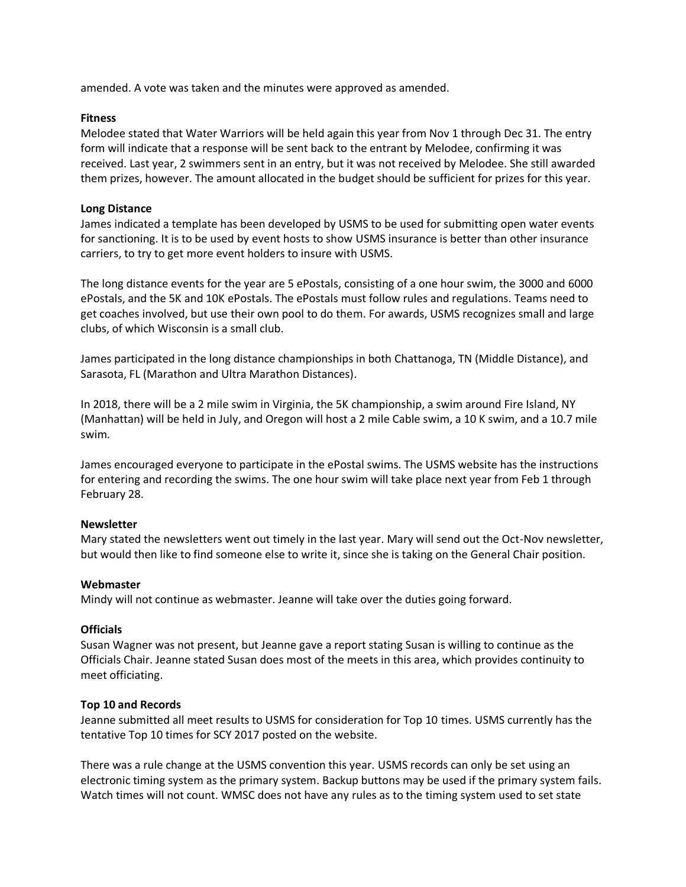amended. A vote was taken and the minutes were approved as amended.

**Fitness**

Melodee stated that Water Warriors will be held again this year from Nov 1 through Dec 31. The entry form will indicate that a response will be sent back to the entrant by Melodee, confirming it was received. Last year, 2 swimmers sent in an entry, but it was not received by Melodee. She still awarded them prizes, however. The amount allocated in the budget should be sufficient for prizes for this year.

**Long Distance**

James indicated a template has been developed by USMS to be used for submitting open water events for sanctioning. It is to be used by event hosts to show USMS insurance is better than other insurance carriers, to try to get more event holders to insure with USMS.

The long distance events for the year are 5 ePostals, consisting of a one hour swim, the 3000 and 6000 ePostals, and the 5K and 10K ePostals. The ePostals must follow rules and regulations. Teams need to get coaches involved, but use their own pool to do them. For awards, USMS recognizes small and large clubs, of which Wisconsin is a small club.

James participated in the long distance championships in both Chattanoga, TN (Middle Distance), and Sarasota, FL (Marathon and Ultra Marathon Distances).

In 2018, there will be a 2 mile swim in Virginia, the 5K championship, a swim around Fire Island, NY (Manhattan) will be held in July, and Oregon will host a 2 mile Cable swim, a 10 K swim, and a 10.7 mile swim.

James encouraged everyone to participate in the ePostal swims. The USMS website has the instructions for entering and recording the swims. The one hour swim will take place next year from Feb 1 through February 28.

**Newsletter**

Mary stated the newsletters went out timely in the last year. Mary will send out the Oct-Nov newsletter, but would then like to find someone else to write it, since she is taking on the General Chair position.

**Webmaster**

Mindy will not continue as webmaster. Jeanne will take over the duties going forward.

**Officials**

Susan Wagner was not present, but Jeanne gave a report stating Susan is willing to continue as the Officials Chair. Jeanne stated Susan does most of the meets in this area, which provides continuity to meet officiating.

**Top 10 and Records**

Jeanne submitted all meet results to USMS for consideration for Top 10 times. USMS currently has the tentative Top 10 times for SCY 2017 posted on the website.

There was a rule change at the USMS convention this year. USMS records can only be set using an electronic timing system as the primary system. Backup buttons may be used if the primary system fails. Watch times will not count. WMSC does not have any rules as to the timing system used to set state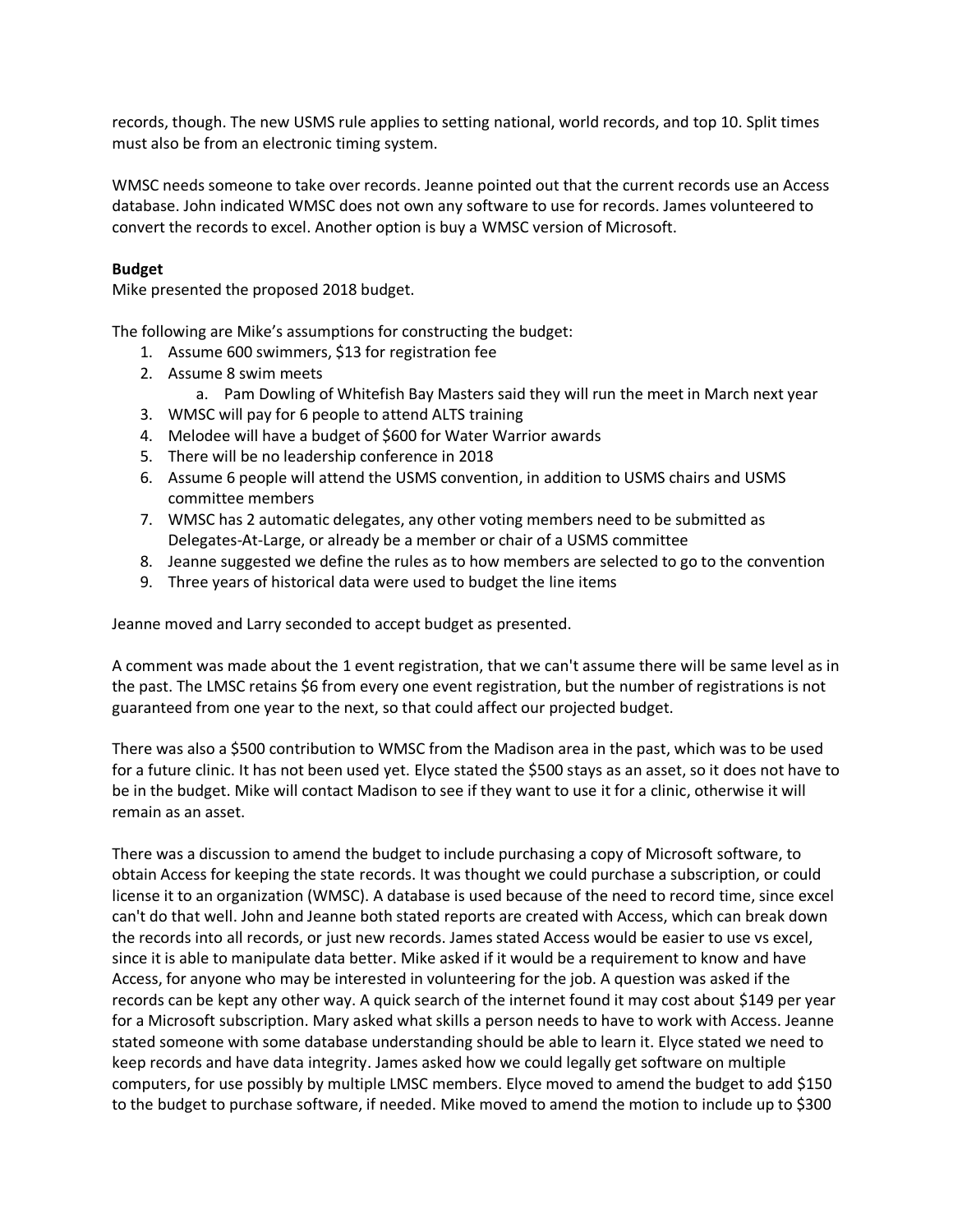records, though. The new USMS rule applies to setting national, world records, and top 10. Split times must also be from an electronic timing system.

WMSC needs someone to take over records. Jeanne pointed out that the current records use an Access database. John indicated WMSC does not own any software to use for records. James volunteered to convert the records to excel. Another option is buy a WMSC version of Microsoft.

**Budget**
Mike presented the proposed 2018 budget.

The following are Mike's assumptions for constructing the budget:

1. Assume 600 swimmers, $13 for registration fee
2. Assume 8 swim meets
   a. Pam Dowling of Whitefish Bay Masters said they will run the meet in March next year
3. WMSC will pay for 6 people to attend ALTS training
4. Melodee will have a budget of $600 for Water Warrior awards
5. There will be no leadership conference in 2018
6. Assume 6 people will attend the USMS convention, in addition to USMS chairs and USMS committee members
7. WMSC has 2 automatic delegates, any other voting members need to be submitted as Delegates-At-Large, or already be a member or chair of a USMS committee
8. Jeanne suggested we define the rules as to how members are selected to go to the convention
9. Three years of historical data were used to budget the line items

Jeanne moved and Larry seconded to accept budget as presented.

A comment was made about the 1 event registration, that we can't assume there will be same level as in the past. The LMSC retains $6 from every one event registration, but the number of registrations is not guaranteed from one year to the next, so that could affect our projected budget.

There was also a $500 contribution to WMSC from the Madison area in the past, which was to be used for a future clinic. It has not been used yet. Elyce stated the $500 stays as an asset, so it does not have to be in the budget. Mike will contact Madison to see if they want to use it for a clinic, otherwise it will remain as an asset.

There was a discussion to amend the budget to include purchasing a copy of Microsoft software, to obtain Access for keeping the state records. It was thought we could purchase a subscription, or could license it to an organization (WMSC). A database is used because of the need to record time, since excel can't do that well. John and Jeanne both stated reports are created with Access, which can break down the records into all records, or just new records. James stated Access would be easier to use vs excel, since it is able to manipulate data better. Mike asked if it would be a requirement to know and have Access, for anyone who may be interested in volunteering for the job. A question was asked if the records can be kept any other way. A quick search of the internet found it may cost about $149 per year for a Microsoft subscription. Mary asked what skills a person needs to have to work with Access. Jeanne stated someone with some database understanding should be able to learn it. Elyce stated we need to keep records and have data integrity. James asked how we could legally get software on multiple computers, for use possibly by multiple LMSC members. Elyce moved to amend the budget to add $150 to the budget to purchase software, if needed. Mike moved to amend the motion to include up to $300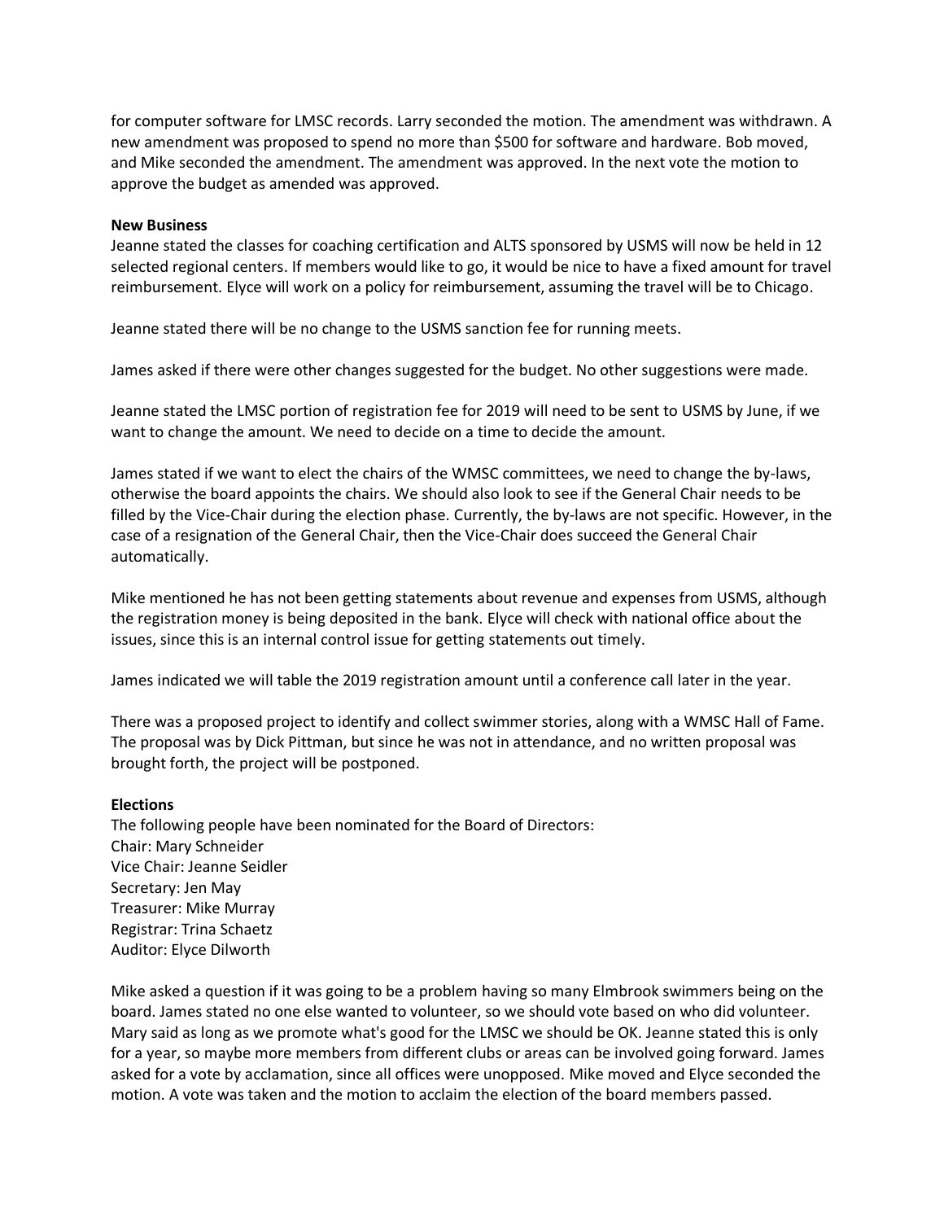for computer software for LMSC records. Larry seconded the motion. The amendment was withdrawn. A new amendment was proposed to spend no more than $500 for software and hardware. Bob moved, and Mike seconded the amendment. The amendment was approved. In the next vote the motion to approve the budget as amended was approved.

**New Business**

Jeanne stated the classes for coaching certification and ALTS sponsored by USMS will now be held in 12 selected regional centers. If members would like to go, it would be nice to have a fixed amount for travel reimbursement. Elyce will work on a policy for reimbursement, assuming the travel will be to Chicago.

Jeanne stated there will be no change to the USMS sanction fee for running meets.

James asked if there were other changes suggested for the budget. No other suggestions were made.

Jeanne stated the LMSC portion of registration fee for 2019 will need to be sent to USMS by June, if we want to change the amount. We need to decide on a time to decide the amount.

James stated if we want to elect the chairs of the WMSC committees, we need to change the by-laws, otherwise the board appoints the chairs. We should also look to see if the General Chair needs to be filled by the Vice-Chair during the election phase. Currently, the by-laws are not specific. However, in the case of a resignation of the General Chair, then the Vice-Chair does succeed the General Chair automatically.

Mike mentioned he has not been getting statements about revenue and expenses from USMS, although the registration money is being deposited in the bank. Elyce will check with national office about the issues, since this is an internal control issue for getting statements out timely.

James indicated we will table the 2019 registration amount until a conference call later in the year.

There was a proposed project to identify and collect swimmer stories, along with a WMSC Hall of Fame. The proposal was by Dick Pittman, but since he was not in attendance, and no written proposal was brought forth, the project will be postponed.

**Elections**

The following people have been nominated for the Board of Directors:
Chair: Mary Schneider
Vice Chair: Jeanne Seidler
Secretary: Jen May
Treasurer: Mike Murray
Registrar: Trina Schaetz
Auditor: Elyce Dilworth

Mike asked a question if it was going to be a problem having so many Elmbrook swimmers being on the board. James stated no one else wanted to volunteer, so we should vote based on who did volunteer. Mary said as long as we promote what's good for the LMSC we should be OK. Jeanne stated this is only for a year, so maybe more members from different clubs or areas can be involved going forward. James asked for a vote by acclamation, since all offices were unopposed. Mike moved and Elyce seconded the motion. A vote was taken and the motion to acclaim the election of the board members passed.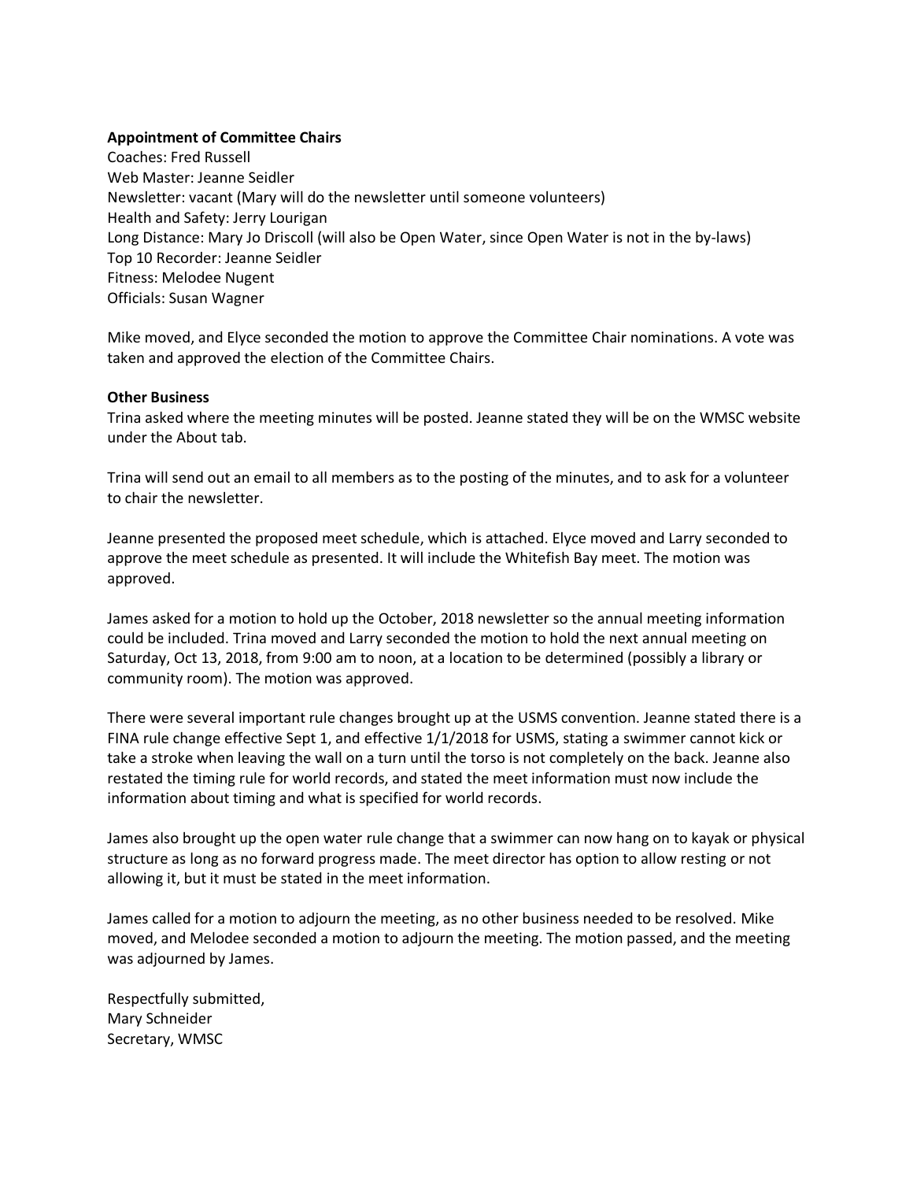**Appointment of Committee Chairs**

Coaches: Fred Russell
Web Master: Jeanne Seidler
Newsletter: vacant (Mary will do the newsletter until someone volunteers)
Health and Safety: Jerry Lourigan
Long Distance: Mary Jo Driscoll (will also be Open Water, since Open Water is not in the by-laws)
Top 10 Recorder: Jeanne Seidler
Fitness: Melodee Nugent
Officials: Susan Wagner

Mike moved, and Elyce seconded the motion to approve the Committee Chair nominations. A vote was taken and approved the election of the Committee Chairs.

**Other Business**

Trina asked where the meeting minutes will be posted. Jeanne stated they will be on the WMSC website under the About tab.

Trina will send out an email to all members as to the posting of the minutes, and to ask for a volunteer to chair the newsletter.

Jeanne presented the proposed meet schedule, which is attached. Elyce moved and Larry seconded to approve the meet schedule as presented. It will include the Whitefish Bay meet. The motion was approved.

James asked for a motion to hold up the October, 2018 newsletter so the annual meeting information could be included. Trina moved and Larry seconded the motion to hold the next annual meeting on Saturday, Oct 13, 2018, from 9:00 am to noon, at a location to be determined (possibly a library or community room). The motion was approved.

There were several important rule changes brought up at the USMS convention. Jeanne stated there is a FINA rule change effective Sept 1, and effective 1/1/2018 for USMS, stating a swimmer cannot kick or take a stroke when leaving the wall on a turn until the torso is not completely on the back. Jeanne also restated the timing rule for world records, and stated the meet information must now include the information about timing and what is specified for world records.

James also brought up the open water rule change that a swimmer can now hang on to kayak or physical structure as long as no forward progress made. The meet director has option to allow resting or not allowing it, but it must be stated in the meet information.

James called for a motion to adjourn the meeting, as no other business needed to be resolved. Mike moved, and Melodee seconded a motion to adjourn the meeting. The motion passed, and the meeting was adjourned by James.

Respectfully submitted,
Mary Schneider
Secretary, WMSC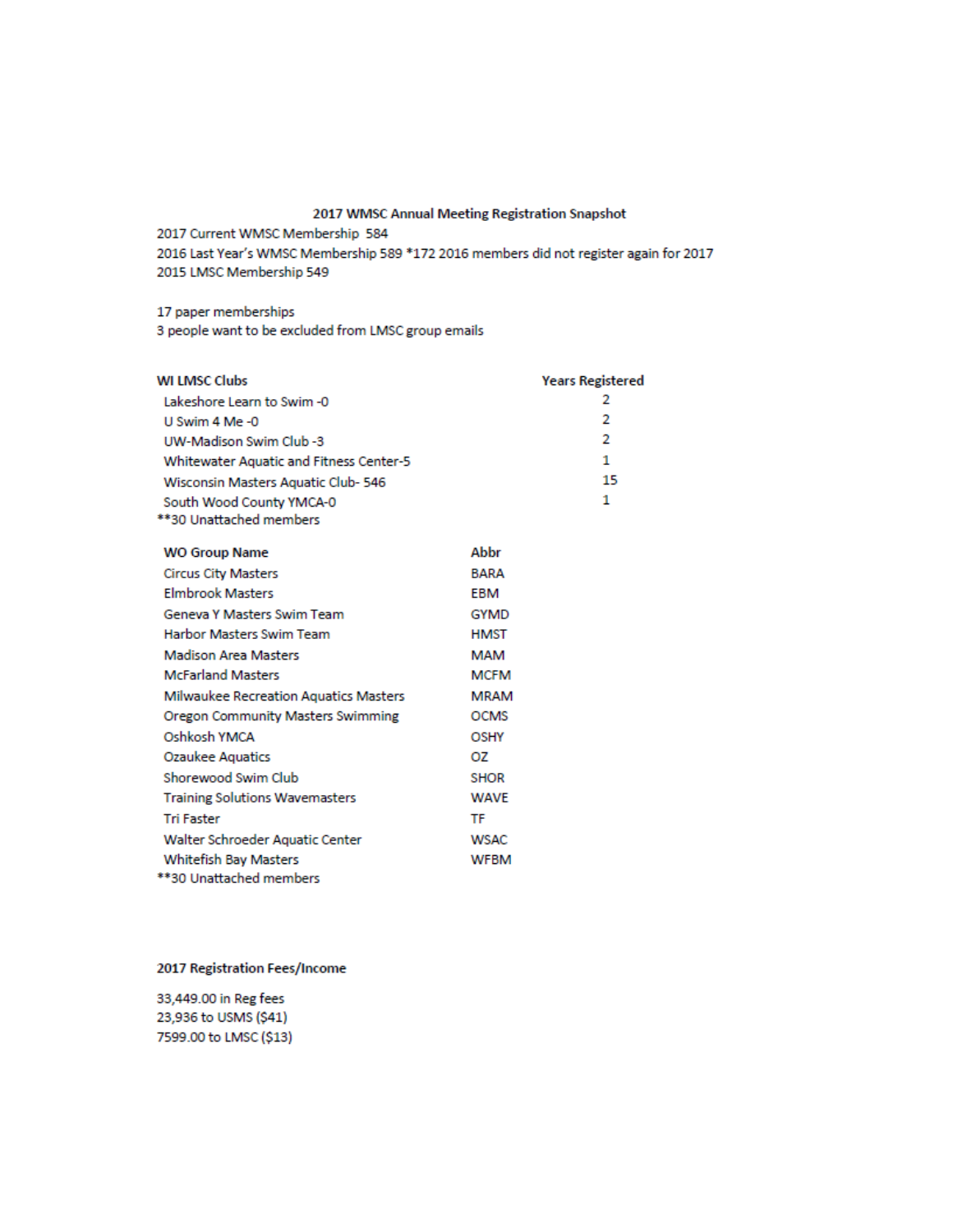### 2017 WMSC Annual Meeting Registration Snapshot

2017 Current WMSC Membership 584
2016 Last Year's WMSC Membership 589 *172 2016 members did not register again for 2017
2015 LMSC Membership 549

17 paper memberships
3 people want to be excluded from LMSC group emails

| WI LMSC Clubs | Years Registered |
|---|---|
| Lakeshore Learn to Swim -0 | 2 |
| U Swim 4 Me -0 | 2 |
| UW-Madison Swim Club -3 | 2 |
| Whitewater Aquatic and Fitness Center-5 | 1 |
| Wisconsin Masters Aquatic Club- 546 | 15 |
| South Wood County YMCA-0 | 1 |

**30 Unattached members

| WO Group Name | Abbr |
|---|---|
| Circus City Masters | BARA |
| Elmbrook Masters | EBM |
| Geneva Y Masters Swim Team | GYMD |
| Harbor Masters Swim Team | HMST |
| Madison Area Masters | MAM |
| McFarland Masters | MCFM |
| Milwaukee Recreation Aquatics Masters | MRAM |
| Oregon Community Masters Swimming | OCMS |
| Oshkosh YMCA | OSHY |
| Ozaukee Aquatics | OZ |
| Shorewood Swim Club | SHOR |
| Training Solutions Wavemasters | WAVE |
| Tri Faster | TF |
| Walter Schroeder Aquatic Center | WSAC |
| Whitefish Bay Masters | WFBM |

**30 Unattached members

**2017 Registration Fees/Income**

33,449.00 in Reg fees
23,936 to USMS ($41)
7599.00 to LMSC ($13)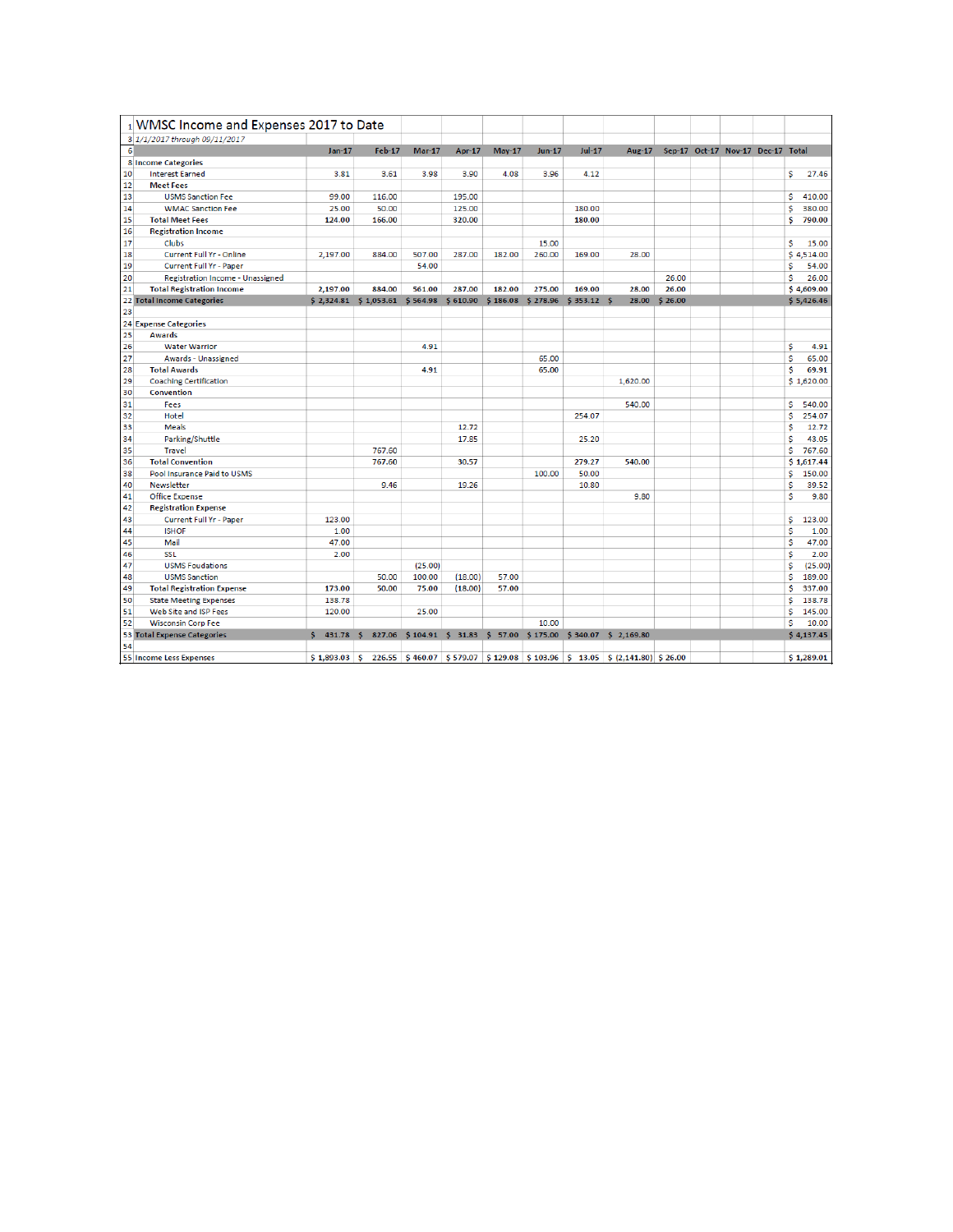# WMSC Income and Expenses 2017 to Date

*1/1/2017 through 09/11/2017*

| | Jan-17 | Feb-17 | Mar-17 | Apr-17 | May-17 | Jun-17 | Jul-17 | Aug-17 | Sep-17 | Oct-17 | Nov-17 | Dec-17 | Total |
|---|---|---|---|---|---|---|---|---|---|---|---|---|---|
| **Income Categories** | | | | | | | | | | | | | |
| Interest Earned | 3.81 | 3.61 | 3.98 | 3.90 | 4.08 | 3.96 | 4.12 | | | | | | $ 27.46 |
| **Meet Fees** | | | | | | | | | | | | | |
| USMS Sanction Fee | 99.00 | 116.00 | | 195.00 | | | | | | | | | $ 410.00 |
| WMAC Sanction Fee | 25.00 | 50.00 | | 125.00 | | | 180.00 | | | | | | $ 380.00 |
| **Total Meet Fees** | **124.00** | **166.00** | | **320.00** | | | **180.00** | | | | | | **$ 790.00** |
| **Registration Income** | | | | | | | | | | | | | |
| Clubs | | | | | | 15.00 | | | | | | | $ 15.00 |
| Current Full Yr - Online | 2,197.00 | 884.00 | 507.00 | 287.00 | 182.00 | 260.00 | 169.00 | 28.00 | | | | | $ 4,514.00 |
| Current Full Yr - Paper | | | 54.00 | | | | | | | | | | $ 54.00 |
| Registration Income - Unassigned | | | | | | | | | 26.00 | | | | $ 26.00 |
| **Total Registration Income** | **2,197.00** | **884.00** | **561.00** | **287.00** | **182.00** | **275.00** | **169.00** | **28.00** | **26.00** | | | | **$ 4,609.00** |
| **Total Income Categories** | **$ 2,324.81** | **$ 1,053.61** | **$ 564.98** | **$ 610.90** | **$ 186.08** | **$ 278.96** | **$ 353.12** | **$ 28.00** | **$ 26.00** | | | | **$ 5,426.46** |
| | | | | | | | | | | | | | |
| **Expense Categories** | | | | | | | | | | | | | |
| **Awards** | | | | | | | | | | | | | |
| Water Warrior | | | 4.91 | | | | | | | | | | $ 4.91 |
| Awards - Unassigned | | | | | | 65.00 | | | | | | | $ 65.00 |
| **Total Awards** | | | **4.91** | | | **65.00** | | | | | | | **$ 69.91** |
| Coaching Certification | | | | | | | | 1,620.00 | | | | | $ 1,620.00 |
| **Convention** | | | | | | | | | | | | | |
| Fees | | | | | | | | 540.00 | | | | | $ 540.00 |
| Hotel | | | | | | | 254.07 | | | | | | $ 254.07 |
| Meals | | | | 12.72 | | | | | | | | | $ 12.72 |
| Parking/Shuttle | | | | 17.85 | | | 25.20 | | | | | | $ 43.05 |
| Travel | | 767.60 | | | | | | | | | | | $ 767.60 |
| **Total Convention** | | **767.60** | | **30.57** | | | **279.27** | **540.00** | | | | | **$ 1,617.44** |
| Pool Insurance Paid to USMS | | | | | | 100.00 | 50.00 | | | | | | $ 150.00 |
| Newsletter | | 9.46 | | 19.26 | | | 10.80 | | | | | | $ 39.52 |
| Office Expense | | | | | | | | 9.80 | | | | | $ 9.80 |
| **Registration Expense** | | | | | | | | | | | | | |
| Current Full Yr - Paper | 123.00 | | | | | | | | | | | | $ 123.00 |
| ISHOF | 1.00 | | | | | | | | | | | | $ 1.00 |
| Mail | 47.00 | | | | | | | | | | | | $ 47.00 |
| SSL | 2.00 | | | | | | | | | | | | $ 2.00 |
| USMS Foudations | | | (25.00) | | | | | | | | | | $ (25.00) |
| USMS Sanction | | 50.00 | 100.00 | (18.00) | 57.00 | | | | | | | | $ 189.00 |
| **Total Registration Expense** | **173.00** | **50.00** | **75.00** | **(18.00)** | **57.00** | | | | | | | | **$ 337.00** |
| State Meeting Expenses | 138.78 | | | | | | | | | | | | $ 138.78 |
| Web Site and ISP Fees | 120.00 | | 25.00 | | | | | | | | | | $ 145.00 |
| Wisconsin Corp Fee | | | | | | 10.00 | | | | | | | $ 10.00 |
| **Total Expense Categories** | **$ 431.78** | **$ 827.06** | **$ 104.91** | **$ 31.83** | **$ 57.00** | **$ 175.00** | **$ 340.07** | **$ 2,169.80** | | | | | **$ 4,137.45** |
| | | | | | | | | | | | | | |
| Income Less Expenses | **$ 1,893.03** | **$ 226.55** | **$ 460.07** | **$ 579.07** | **$ 129.08** | **$ 103.96** | **$ 13.05** | **$ (2,141.80)** | **$ 26.00** | | | | **$ 1,289.01** |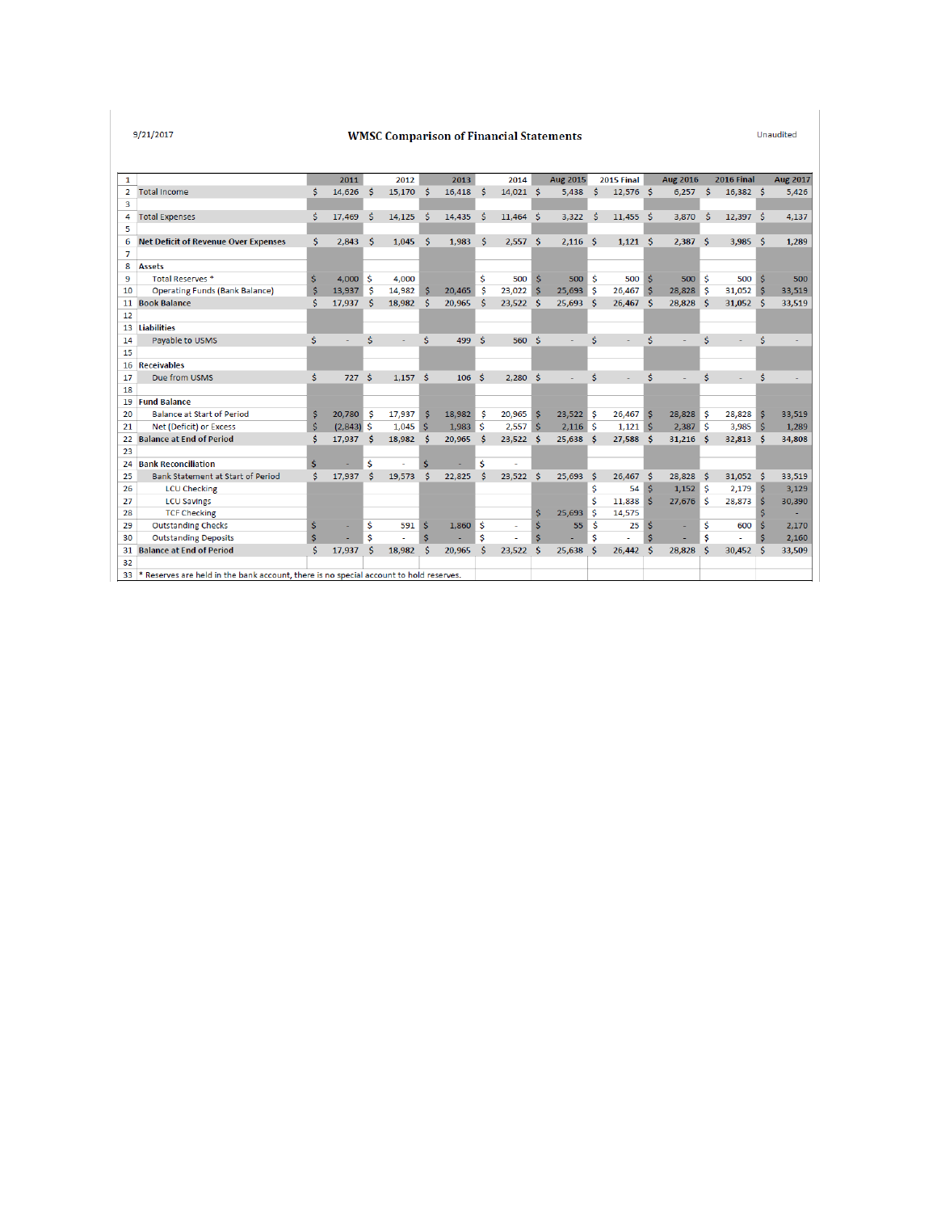9/21/2017

# WMSC Comparison of Financial Statements

Unaudited

| 1 | | 2011 | 2012 | 2013 | 2014 | Aug 2015 | 2015 Final | Aug 2016 | 2016 Final | Aug 2017 |
|---|---|---|---|---|---|---|---|---|---|---|
| 2 | Total Income | $ 14,626 | $ 15,170 | $ 16,418 | $ 14,021 | $ 5,438 | $ 12,576 | $ 6,257 | $ 16,382 | $ 5,426 |
| 3 | | | | | | | | | | |
| 4 | Total Expenses | $ 17,469 | $ 14,125 | $ 14,435 | $ 11,464 | $ 3,322 | $ 11,455 | $ 3,870 | $ 12,397 | $ 4,137 |
| 5 | | | | | | | | | | |
| 6 | **Net Deficit of Revenue Over Expenses** | $ 2,843 | $ 1,045 | $ 1,983 | $ 2,557 | $ 2,116 | $ 1,121 | $ 2,387 | $ 3,985 | $ 1,289 |
| 7 | | | | | | | | | | |
| 8 | **Assets** | | | | | | | | | |
| 9 | Total Reserves * | $ 4,000 | $ 4,000 | | $ 500 | $ 500 | $ 500 | $ 500 | $ 500 | $ 500 |
| 10 | Operating Funds (Bank Balance) | $ 13,937 | $ 14,982 | $ 20,465 | $ 23,022 | $ 25,693 | $ 26,467 | $ 28,828 | $ 31,052 | $ 33,519 |
| 11 | Book Balance | $ 17,937 | $ 18,982 | $ 20,965 | $ 23,522 | $ 25,693 | $ 26,467 | $ 28,828 | $ 31,052 | $ 33,519 |
| 12 | | | | | | | | | | |
| 13 | **Liabilities** | | | | | | | | | |
| 14 | Payable to USMS | $ - | $ - | $ 499 | $ 560 | $ - | $ - | $ - | $ - | $ - |
| 15 | | | | | | | | | | |
| 16 | **Receivables** | | | | | | | | | |
| 17 | Due from USMS | $ 727 | $ 1,157 | $ 106 | $ 2,280 | $ - | $ - | $ - | $ - | $ - |
| 18 | | | | | | | | | | |
| 19 | **Fund Balance** | | | | | | | | | |
| 20 | Balance at Start of Period | $ 20,780 | $ 17,937 | $ 18,982 | $ 20,965 | $ 23,522 | $ 26,467 | $ 28,828 | $ 28,828 | $ 33,519 |
| 21 | Net (Deficit) or Excess | $ (2,843) | $ 1,045 | $ 1,983 | $ 2,557 | $ 2,116 | $ 1,121 | $ 2,387 | $ 3,985 | $ 1,289 |
| 22 | **Balance at End of Period** | $ 17,937 | $ 18,982 | $ 20,965 | $ 23,522 | $ 25,638 | $ 27,588 | $ 31,216 | $ 32,813 | $ 34,808 |
| 23 | | | | | | | | | | |
| 24 | **Bank Reconciliation** | $ - | $ - | $ - | $ - | | | | | |
| 25 | Bank Statement at Start of Period | $ 17,937 | $ 19,573 | $ 22,825 | $ 23,522 | $ 25,693 | $ 26,467 | $ 28,828 | $ 31,052 | $ 33,519 |
| 26 | LCU Checking | | | | | | $ 54 | $ 1,152 | $ 2,179 | $ 3,129 |
| 27 | LCU Savings | | | | | | $ 11,838 | $ 27,676 | $ 28,873 | $ 30,390 |
| 28 | TCF Checking | | | | | $ 25,693 | $ 14,575 | | | $ - |
| 29 | Outstanding Checks | $ - | $ 591 | $ 1,860 | $ - | $ 55 | $ 25 | $ - | $ 600 | $ 2,170 |
| 30 | Outstanding Deposits | $ - | $ - | $ - | $ - | $ - | $ - | $ - | $ - | $ 2,160 |
| 31 | **Balance at End of Period** | $ 17,937 | $ 18,982 | $ 20,965 | $ 23,522 | $ 25,638 | $ 26,442 | $ 28,828 | $ 30,452 | $ 33,509 |
| 32 | | | | | | | | | | |
| 33 | * Reserves are held in the bank account, there is no special account to hold reserves. | | | | | | | | | |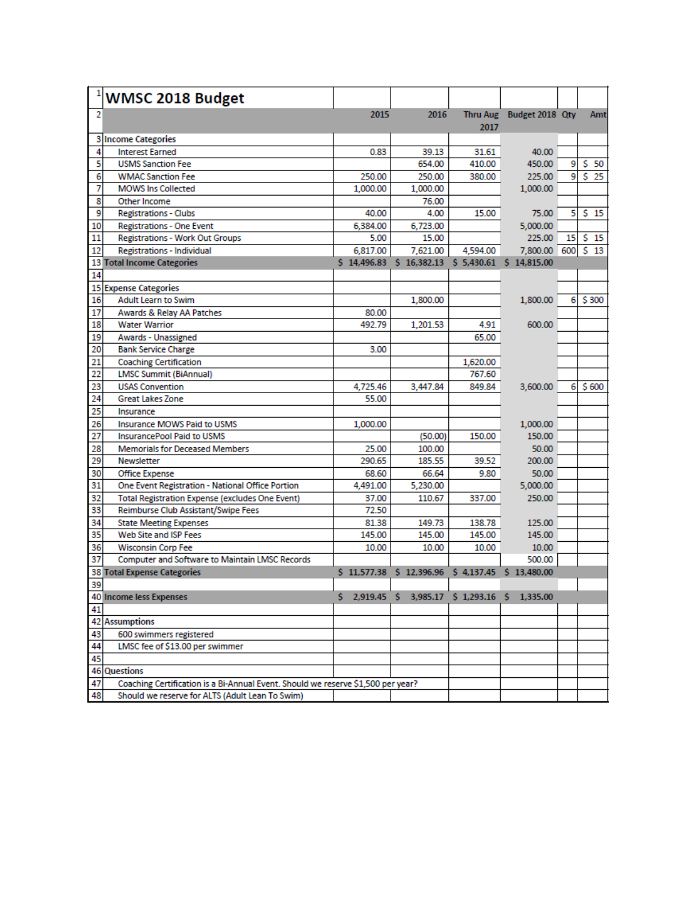# WMSC 2018 Budget

| | 2015 | 2016 | Thru Aug 2017 | Budget 2018 | Qty | Amt |
|---|---|---|---|---|---|---|
| **Income Categories** | | | | | | |
| Interest Earned | 0.83 | 39.13 | 31.61 | 40.00 | | |
| USMS Sanction Fee | | 654.00 | 410.00 | 450.00 | 9 | $ 50 |
| WMAC Sanction Fee | 250.00 | 250.00 | 380.00 | 225.00 | 9 | $ 25 |
| MOWS Ins Collected | 1,000.00 | 1,000.00 | | 1,000.00 | | |
| Other Income | | 76.00 | | | | |
| Registrations - Clubs | 40.00 | 4.00 | 15.00 | 75.00 | 5 | $ 15 |
| Registrations - One Event | 6,384.00 | 6,723.00 | | 5,000.00 | | |
| Registrations - Work Out Groups | 5.00 | 15.00 | | 225.00 | 15 | $ 15 |
| Registrations - Individual | 6,817.00 | 7,621.00 | 4,594.00 | 7,800.00 | 600 | $ 13 |
| **Total Income Categories** | $ 14,496.83 | $ 16,382.13 | $ 5,430.61 | $ 14,815.00 | | |
| | | | | | | |
| **Expense Categories** | | | | | | |
| Adult Learn to Swim | | 1,800.00 | | 1,800.00 | 6 | $ 300 |
| Awards & Relay AA Patches | 80.00 | | | | | |
| Water Warrior | 492.79 | 1,201.53 | 4.91 | 600.00 | | |
| Awards - Unassigned | | | 65.00 | | | |
| Bank Service Charge | 3.00 | | | | | |
| Coaching Certification | | | 1,620.00 | | | |
| LMSC Summit (BiAnnual) | | | 767.60 | | | |
| USAS Convention | 4,725.46 | 3,447.84 | 849.84 | 3,600.00 | 6 | $ 600 |
| Great Lakes Zone | 55.00 | | | | | |
| Insurance | | | | | | |
| Insurance MOWS Paid to USMS | 1,000.00 | | | 1,000.00 | | |
| InsurancePool Paid to USMS | | (50.00) | 150.00 | 150.00 | | |
| Memorials for Deceased Members | 25.00 | 100.00 | | 50.00 | | |
| Newsletter | 290.65 | 185.55 | 39.52 | 200.00 | | |
| Office Expense | 68.60 | 66.64 | 9.80 | 50.00 | | |
| One Event Registration - National Office Portion | 4,491.00 | 5,230.00 | | 5,000.00 | | |
| Total Registration Expense (excludes One Event) | 37.00 | 110.67 | 337.00 | 250.00 | | |
| Reimburse Club Assistant/Swipe Fees | 72.50 | | | | | |
| State Meeting Expenses | 81.38 | 149.73 | 138.78 | 125.00 | | |
| Web Site and ISP Fees | 145.00 | 145.00 | 145.00 | 145.00 | | |
| Wisconsin Corp Fee | 10.00 | 10.00 | 10.00 | 10.00 | | |
| Computer and Software to Maintain LMSC Records | | | | 500.00 | | |
| **Total Expense Categories** | $ 11,577.38 | $ 12,396.96 | $ 4,137.45 | $ 13,480.00 | | |
| | | | | | | |
| **Income less Expenses** | $ 2,919.45 | $ 3,985.17 | $ 1,293.16 | $ 1,335.00 | | |
| | | | | | | |
| **Assumptions** | | | | | | |
| 600 swimmers registered | | | | | | |
| LMSC fee of $13.00 per swimmer | | | | | | |
| | | | | | | |
| **Questions** | | | | | | |
| Coaching Certification is a Bi-Annual Event. Should we reserve $1,500 per year? | | | | | | |
| Should we reserve for ALTS (Adult Lean To Swim) | | | | | | |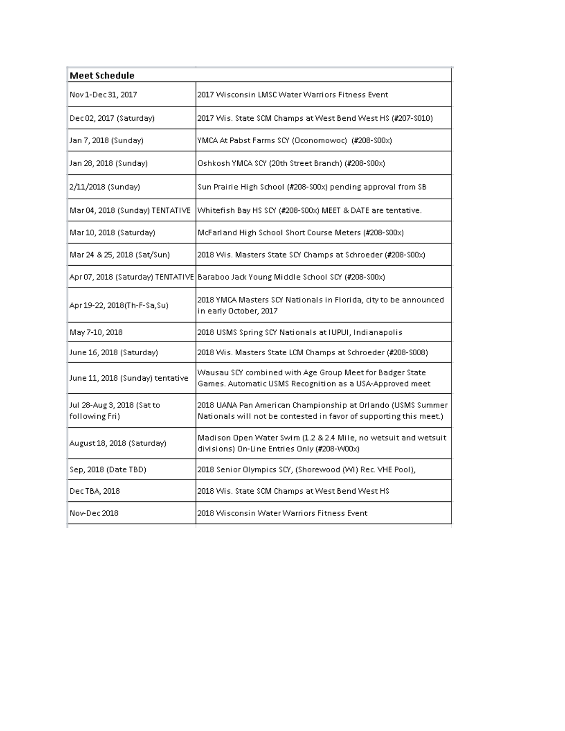| Meet Schedule | |
|---|---|
| Nov 1-Dec 31, 2017 | 2017 Wisconsin LMSC Water Warriors Fitness Event |
| Dec 02, 2017 (Saturday) | 2017 Wis. State SCM Champs at West Bend West HS (#207-S010) |
| Jan 7, 2018 (Sunday) | YMCA At Pabst Farms SCY (Oconomowoc) (#208-S00x) |
| Jan 28, 2018 (Sunday) | Oshkosh YMCA SCY (20th Street Branch) (#208-S00x) |
| 2/11/2018 (Sunday) | Sun Prairie High School (#208-S00x) pending approval from SB |
| Mar 04, 2018 (Sunday) TENTATIVE | Whitefish Bay HS SCY (#208-S00x) MEET & DATE are tentative. |
| Mar 10, 2018 (Saturday) | McFarland High School Short Course Meters (#208-S00x) |
| Mar 24 & 25, 2018 (Sat/Sun) | 2018 Wis. Masters State SCY Champs at Schroeder (#208-S00x) |
| Apr 07, 2018 (Saturday) TENTATIVE | Baraboo Jack Young Middle School SCY (#208-S00x) |
| Apr 19-22, 2018(Th-F-Sa,Su) | 2018 YMCA Masters SCY Nationals in Florida, city to be announced in early October, 2017 |
| May 7-10, 2018 | 2018 USMS Spring SCY Nationals at IUPUI, Indianapolis |
| June 16, 2018 (Saturday) | 2018 Wis. Masters State LCM Champs at Schroeder (#208-S008) |
| June 11, 2018 (Sunday) tentative | Wausau SCY combined with Age Group Meet for Badger State Games. Automatic USMS Recognition as a USA-Approved meet |
| Jul 28-Aug 3, 2018 (Sat to following Fri) | 2018 UANA Pan American Championship at Orlando (USMS Summer Nationals will not be contested in favor of supporting this meet.) |
| August 18, 2018 (Saturday) | Madison Open Water Swim (1.2 & 2.4 Mile, no wetsuit and wetsuit divisions) On-Line Entries Only (#208-W00x) |
| Sep, 2018 (Date TBD) | 2018 Senior Olympics SCY, (Shorewood (WI) Rec. VHE Pool), |
| Dec TBA, 2018 | 2018 Wis. State SCM Champs at West Bend West HS |
| Nov-Dec 2018 | 2018 Wisconsin Water Warriors Fitness Event |